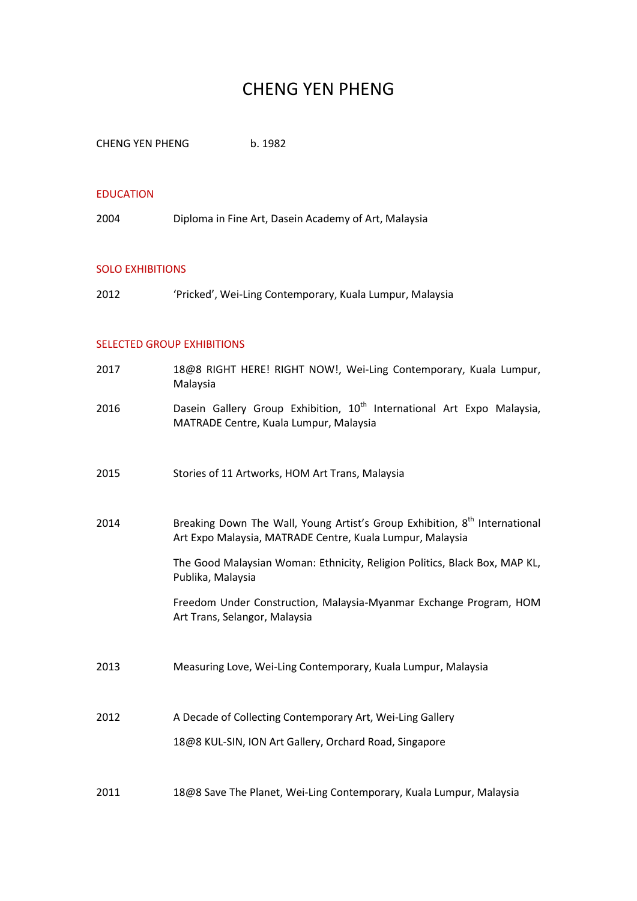# CHENG YEN PHENG

CHENG YEN PHENG b. 1982

## EDUCATION

2004 Diploma in Fine Art, Dasein Academy of Art, Malaysia

## SOLO EXHIBITIONS

2012 'Pricked', Wei-Ling Contemporary, Kuala Lumpur, Malaysia

## SELECTED GROUP EXHIBITIONS

2017 18@8 RIGHT HERE! RIGHT NOW!, Wei-Ling Contemporary, Kuala Lumpur, Malaysia

2016 Dasein Gallery Group Exhibition, 10th International Art Expo Malaysia, MATRADE Centre, Kuala Lumpur, Malaysia

2015 Stories of 11 Artworks, HOM Art Trans, Malaysia

2014 Breaking Down The Wall, Young Artist's Group Exhibition, 8th International Art Expo Malaysia, MATRADE Centre, Kuala Lumpur, Malaysia

The Good Malaysian Woman: Ethnicity, Religion Politics, Black Box, MAP KL, Publika, Malaysia

Freedom Under Construction, Malaysia-Myanmar Exchange Program, HOM Art Trans, Selangor, Malaysia

2013 Measuring Love, Wei-Ling Contemporary, Kuala Lumpur, Malaysia

2012 A Decade of Collecting Contemporary Art, Wei-Ling Gallery

18@8 KUL-SIN, ION Art Gallery, Orchard Road, Singapore

2011 18@8 Save The Planet, Wei-Ling Contemporary, Kuala Lumpur, Malaysia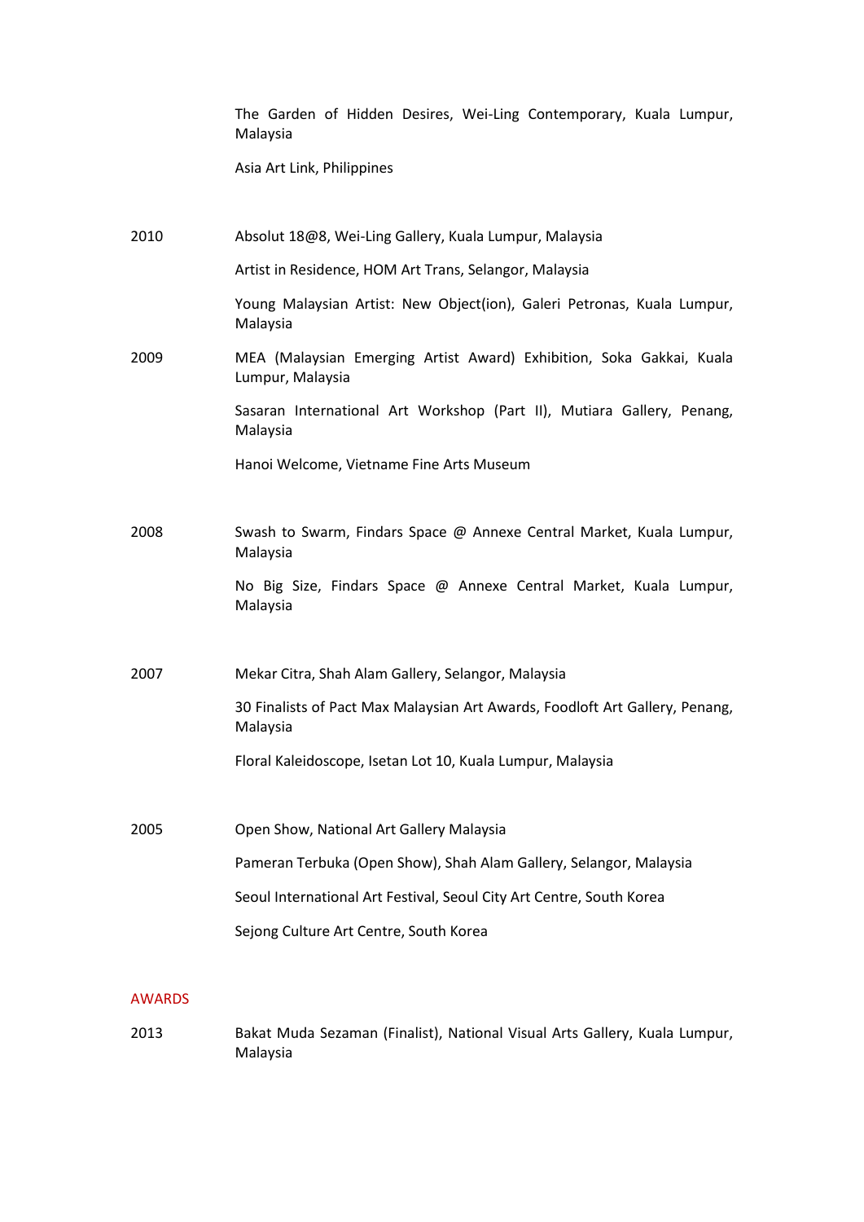The Garden of Hidden Desires, Wei-Ling Contemporary, Kuala Lumpur, Malaysia

Asia Art Link, Philippines

2010 Absolut 18@8, Wei-Ling Gallery, Kuala Lumpur, Malaysia

Artist in Residence, HOM Art Trans, Selangor, Malaysia

Young Malaysian Artist: New Object(ion), Galeri Petronas, Kuala Lumpur, Malaysia

2009 MEA (Malaysian Emerging Artist Award) Exhibition, Soka Gakkai, Kuala Lumpur, Malaysia

Sasaran International Art Workshop (Part II), Mutiara Gallery, Penang, Malaysia

Hanoi Welcome, Vietname Fine Arts Museum

2008 Swash to Swarm, Findars Space @ Annexe Central Market, Kuala Lumpur, Malaysia

No Big Size, Findars Space @ Annexe Central Market, Kuala Lumpur, Malaysia

2007 Mekar Citra, Shah Alam Gallery, Selangor, Malaysia

30 Finalists of Pact Max Malaysian Art Awards, Foodloft Art Gallery, Penang, Malaysia

Floral Kaleidoscope, Isetan Lot 10, Kuala Lumpur, Malaysia

2005 Open Show, National Art Gallery Malaysia

Pameran Terbuka (Open Show), Shah Alam Gallery, Selangor, Malaysia

Seoul International Art Festival, Seoul City Art Centre, South Korea

Sejong Culture Art Centre, South Korea

## AWARDS

2013 Bakat Muda Sezaman (Finalist), National Visual Arts Gallery, Kuala Lumpur, Malaysia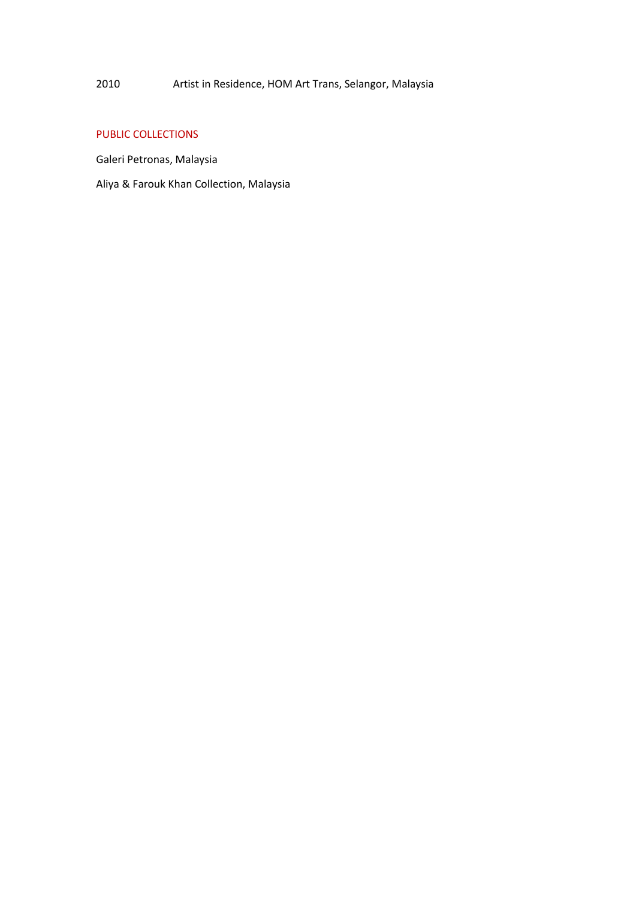2010 Artist in Residence, HOM Art Trans, Selangor, Malaysia

## PUBLIC COLLECTIONS

Galeri Petronas, Malaysia

Aliya & Farouk Khan Collection, Malaysia